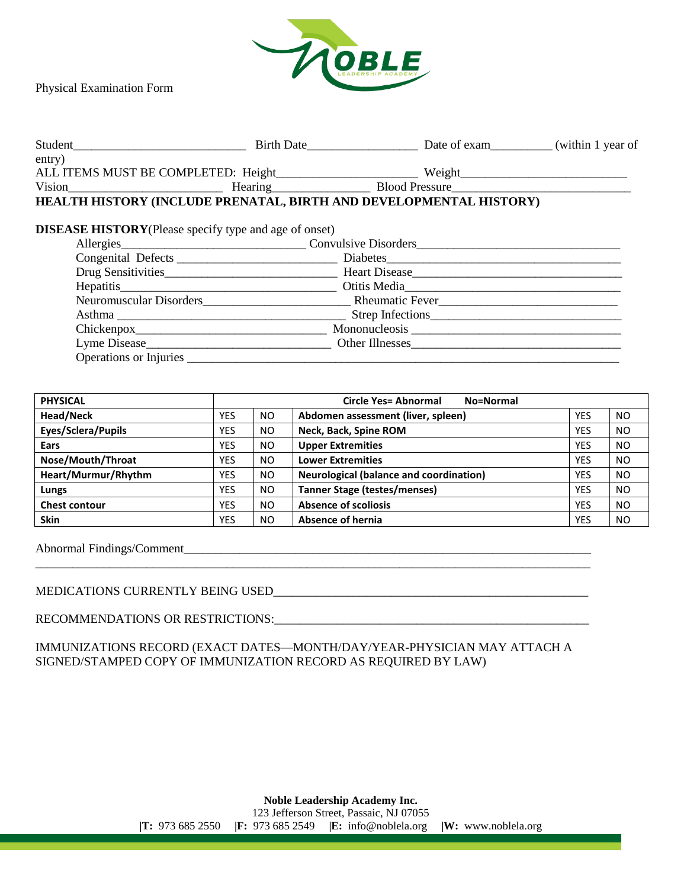Physical Examination Form

Student_____________________________ Birth Date___________________ Date of exam__________ (within 1 year of entry)

ALL ITEMS MUST BE COMPLETED: Height_______________________ Weight___________________________

Vision__________________________ Hearing________________ Blood Pressure____________________________

**HEALTH HISTORY (INCLUDE PRENATAL, BIRTH AND DEVELOPMENTAL HISTORY)**

**DISEASE HISTORY**(Please specify type and age of onset)

Allergies_______________________________ Convulsive Disorders__________________________________

Congenital Defects __________________________ Diabetes_______________________________________

Drug Sensitivities____________________________ Heart Disease___________________________________

Hepatitis____________________________________ Otitis Media____________________________________

Neuromuscular Disorders________________________ Rheumatic Fever_____________________________

Asthma _____________________________________ Strep Infections_______________________________

Chickenpox________________________________ Mononucleosis ___________________________________

Lyme Disease______________________________ Other Illnesses___________________________________

Operations or Injuries _______________________________________________________________________

| PHYSICAL | Circle Yes= Abnormal | No=Normal | | | |
|---|---|---|---|---|---|
| Head/Neck | YES | NO | Abdomen assessment (liver, spleen) | YES | NO |
| Eyes/Sclera/Pupils | YES | NO | Neck, Back, Spine ROM | YES | NO |
| Ears | YES | NO | Upper Extremities | YES | NO |
| Nose/Mouth/Throat | YES | NO | Lower Extremities | YES | NO |
| Heart/Murmur/Rhythm | YES | NO | Neurological (balance and coordination) | YES | NO |
| Lungs | YES | NO | Tanner Stage (testes/menses) | YES | NO |
| Chest contour | YES | NO | Absence of scoliosis | YES | NO |
| Skin | YES | NO | Absence of hernia | YES | NO |

Abnormal Findings/Comment_____________________________________________________________________

_______________________________________________________________________________________________

MEDICATIONS CURRENTLY BEING USED___________________________________________________

RECOMMENDATIONS OR RESTRICTIONS:___________________________________________________

IMMUNIZATIONS RECORD (EXACT DATES—MONTH/DAY/YEAR-PHYSICIAN MAY ATTACH A SIGNED/STAMPED COPY OF IMMUNIZATION RECORD AS REQUIRED BY LAW)

**Noble Leadership Academy Inc.**
123 Jefferson Street, Passaic, NJ 07055
|**T:** 973 685 2550 |**F:** 973 685 2549 |**E:** info@noblela.org |**W:** www.noblela.org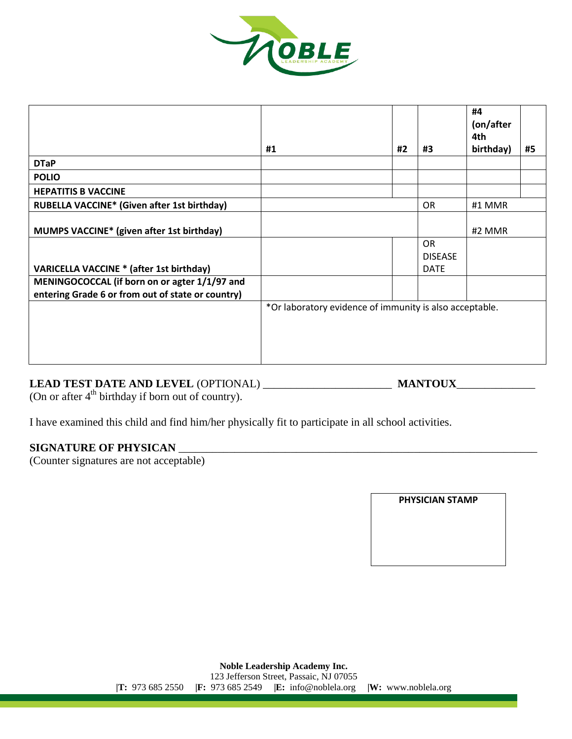| | #1 | #2 | #3 | #4 (on/after 4th birthday) | #5 |
|---|---|---|---|---|---|
| **DTaP** | | | | | |
| **POLIO** | | | | | |
| **HEPATITIS B VACCINE** | | | | | |
| **RUBELLA VACCINE* (Given after 1st birthday)** | | | OR | #1 MMR | |
| **MUMPS VACCINE* (given after 1st birthday)** | | | | #2 MMR | |
| **VARICELLA VACCINE * (after 1st birthday)** | | | OR DISEASE DATE | | |
| **MENINGOCOCCAL (if born on or agter 1/1/97 and entering Grade 6 or from out of state or country)** | | | | | |
| | *Or laboratory evidence of immunity is also acceptable. | | | | |

**LEAD TEST DATE AND LEVEL** (OPTIONAL) ______________________ **MANTOUX**_____________
(On or after 4th birthday if born out of country).

I have examined this child and find him/her physically fit to participate in all school activities.

**SIGNATURE OF PHYSICAN** ______________________________________________________________
(Counter signatures are not acceptable)

**PHYSICIAN STAMP**

**Noble Leadership Academy Inc.**
123 Jefferson Street, Passaic, NJ 07055
|**T:** 973 685 2550 |**F:** 973 685 2549 |**E:** info@noblela.org |**W:** www.noblela.org